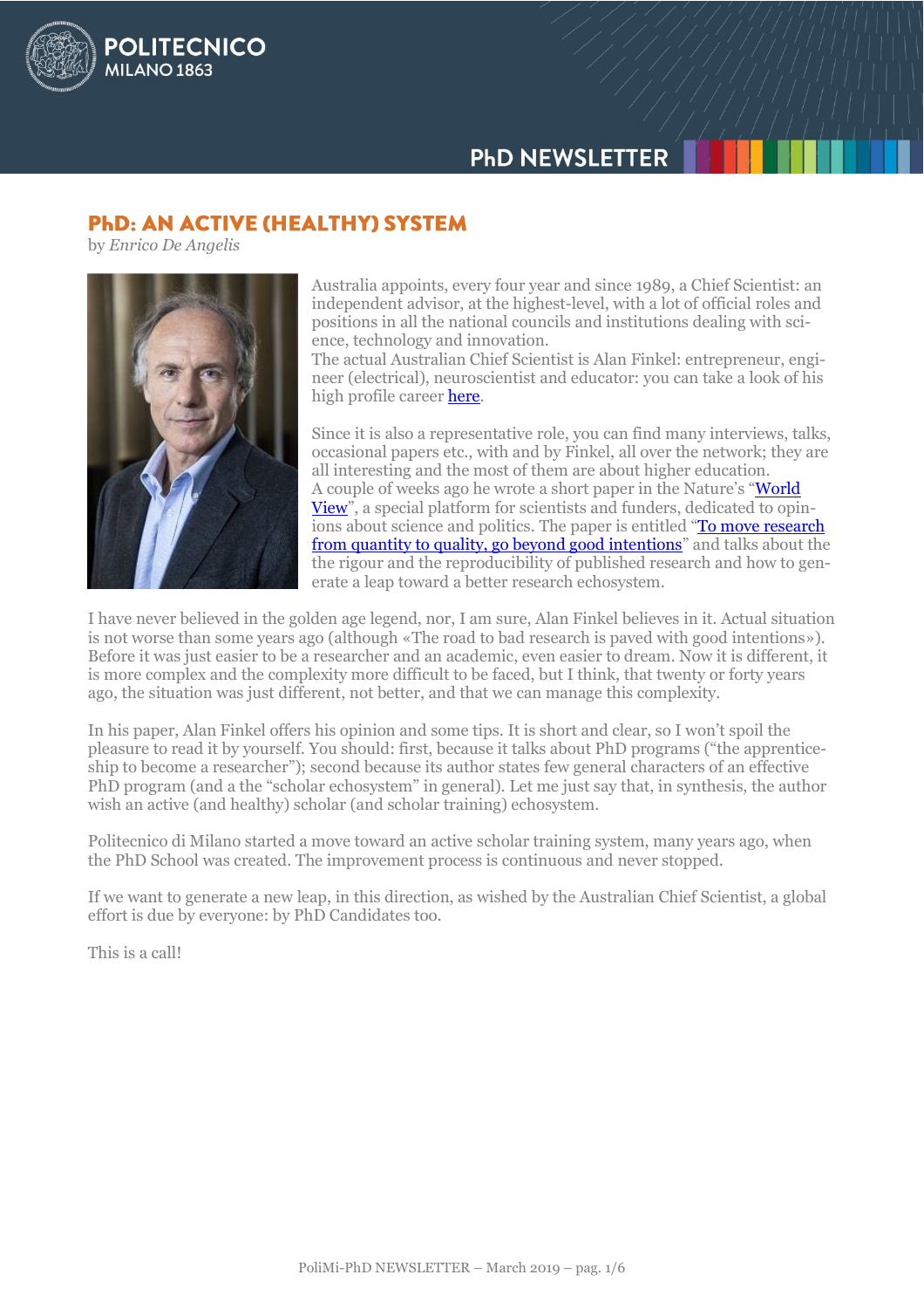# PhD: AN ACTIVE (HEALTHY) SYSTEM

by *Enrico De Angelis*

Australia appoints, every four year and since 1989, a Chief Scientist: an independent advisor, at the highest-level, with a lot of official roles and positions in all the national councils and institutions dealing with science, technology and innovation.
The actual Australian Chief Scientist is Alan Finkel: entrepreneur, engineer (electrical), neuroscientist and educator: you can take a look of his high profile career here.

Since it is also a representative role, you can find many interviews, talks, occasional papers etc., with and by Finkel, all over the network; they are all interesting and the most of them are about higher education.
A couple of weeks ago he wrote a short paper in the Nature's "World View", a special platform for scientists and funders, dedicated to opinions about science and politics. The paper is entitled "To move research from quantity to quality, go beyond good intentions" and talks about the the rigour and the reproducibility of published research and how to generate a leap toward a better research echosystem.

I have never believed in the golden age legend, nor, I am sure, Alan Finkel believes in it. Actual situation is not worse than some years ago (although «The road to bad research is paved with good intentions»). Before it was just easier to be a researcher and an academic, even easier to dream. Now it is different, it is more complex and the complexity more difficult to be faced, but I think, that twenty or forty years ago, the situation was just different, not better, and that we can manage this complexity.

In his paper, Alan Finkel offers his opinion and some tips. It is short and clear, so I won't spoil the pleasure to read it by yourself. You should: first, because it talks about PhD programs ("the apprenticeship to become a researcher"); second because its author states few general characters of an effective PhD program (and a the "scholar echosystem" in general). Let me just say that, in synthesis, the author wish an active (and healthy) scholar (and scholar training) echosystem.

Politecnico di Milano started a move toward an active scholar training system, many years ago, when the PhD School was created. The improvement process is continuous and never stopped.

If we want to generate a new leap, in this direction, as wished by the Australian Chief Scientist, a global effort is due by everyone: by PhD Candidates too.

This is a call!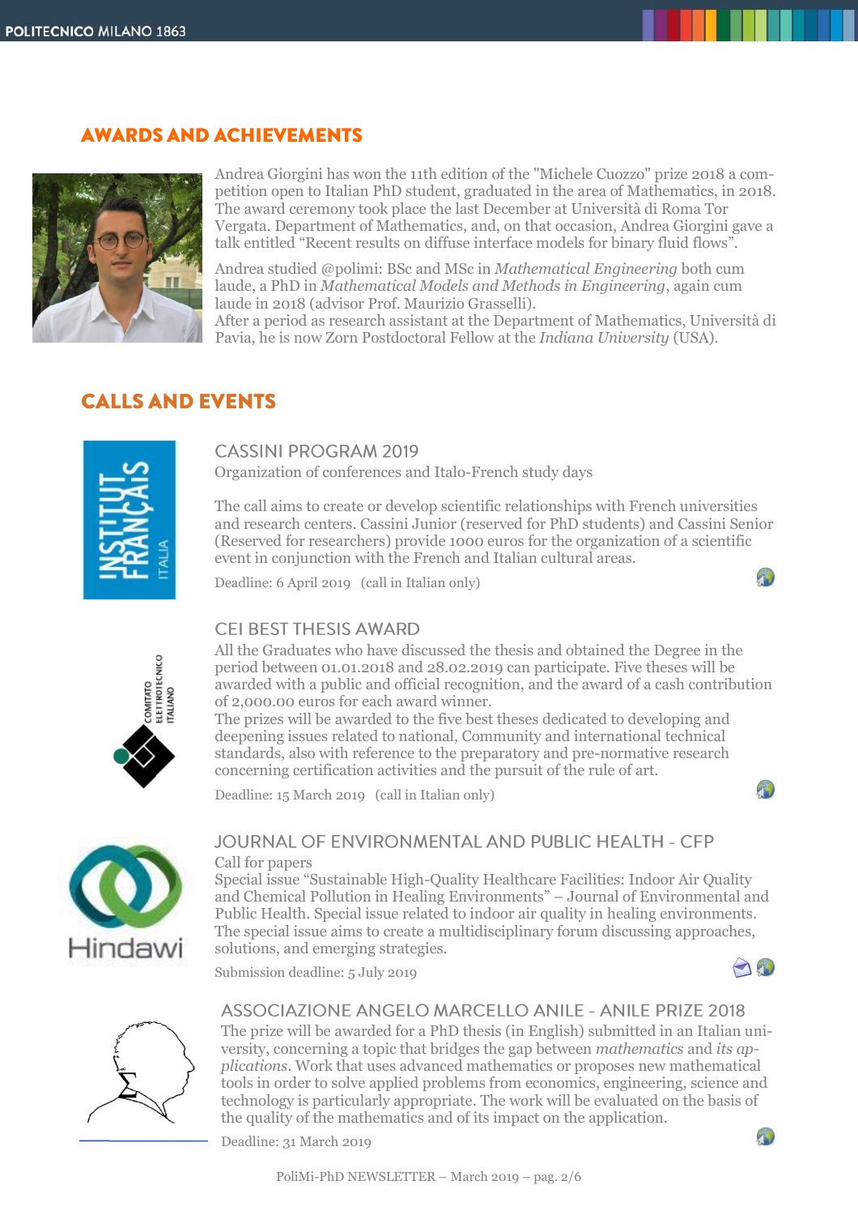## AWARDS AND ACHIEVEMENTS

Andrea Giorgini has won the 11th edition of the "Michele Cuozzo" prize 2018 a competition open to Italian PhD student, graduated in the area of Mathematics, in 2018. The award ceremony took place the last December at Università di Roma Tor Vergata. Department of Mathematics, and, on that occasion, Andrea Giorgini gave a talk entitled "Recent results on diffuse interface models for binary fluid flows".

Andrea studied @polimi: BSc and MSc in *Mathematical Engineering* both cum laude, a PhD in *Mathematical Models and Methods in Engineering*, again cum laude in 2018 (advisor Prof. Maurizio Grasselli).
After a period as research assistant at the Department of Mathematics, Università di Pavia, he is now Zorn Postdoctoral Fellow at the *Indiana University* (USA).

## CALLS AND EVENTS

### CASSINI PROGRAM 2019

Organization of conferences and Italo-French study days

The call aims to create or develop scientific relationships with French universities and research centers. Cassini Junior (reserved for PhD students) and Cassini Senior (Reserved for researchers) provide 1000 euros for the organization of a scientific event in conjunction with the French and Italian cultural areas.

Deadline: 6 April 2019 (call in Italian only)

### CEI BEST THESIS AWARD

All the Graduates who have discussed the thesis and obtained the Degree in the period between 01.01.2018 and 28.02.2019 can participate. Five theses will be awarded with a public and official recognition, and the award of a cash contribution of 2,000.00 euros for each award winner.
The prizes will be awarded to the five best theses dedicated to developing and deepening issues related to national, Community and international technical standards, also with reference to the preparatory and pre-normative research concerning certification activities and the pursuit of the rule of art.

Deadline: 15 March 2019 (call in Italian only)

### JOURNAL OF ENVIRONMENTAL AND PUBLIC HEALTH - CFP

Call for papers
Special issue "Sustainable High-Quality Healthcare Facilities: Indoor Air Quality and Chemical Pollution in Healing Environments" – Journal of Environmental and Public Health. Special issue related to indoor air quality in healing environments. The special issue aims to create a multidisciplinary forum discussing approaches, solutions, and emerging strategies.

Submission deadline: 5 July 2019

### ASSOCIAZIONE ANGELO MARCELLO ANILE - ANILE PRIZE 2018

The prize will be awarded for a PhD thesis (in English) submitted in an Italian university, concerning a topic that bridges the gap between *mathematics* and *its applications*. Work that uses advanced mathematics or proposes new mathematical tools in order to solve applied problems from economics, engineering, science and technology is particularly appropriate. The work will be evaluated on the basis of the quality of the mathematics and of its impact on the application.

Deadline: 31 March 2019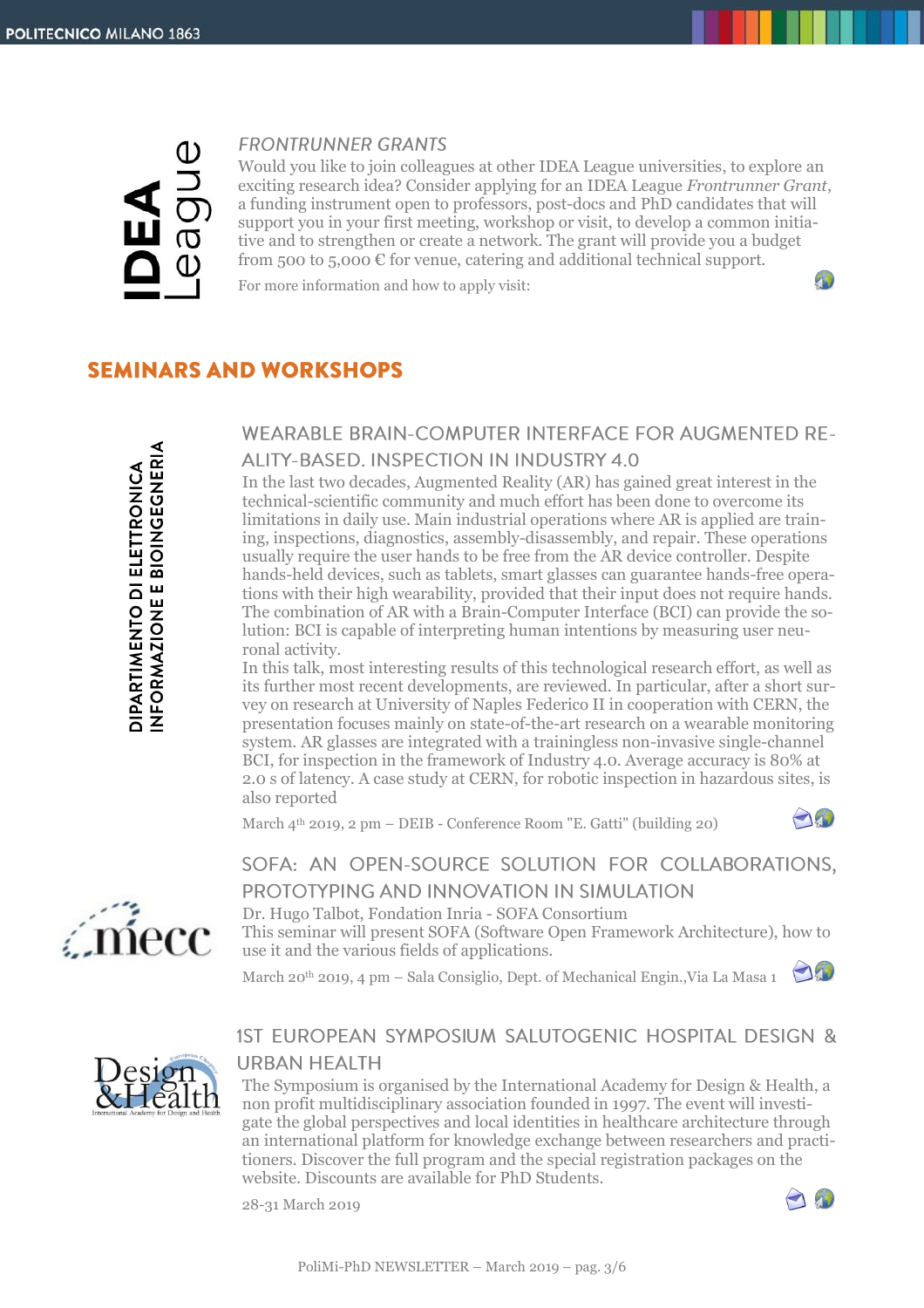### FRONTRUNNER GRANTS

Would you like to join colleagues at other IDEA League universities, to explore an exciting research idea? Consider applying for an IDEA League *Frontrunner Grant*, a funding instrument open to professors, post-docs and PhD candidates that will support you in your first meeting, workshop or visit, to develop a common initiative and to strengthen or create a network. The grant will provide you a budget from 500 to 5,000 € for venue, catering and additional technical support.

For more information and how to apply visit:

## SEMINARS AND WORKSHOPS

DIPARTIMENTO DI ELETTRONICA INFORMAZIONE E BIOINGEGNERIA

### WEARABLE BRAIN-COMPUTER INTERFACE FOR AUGMENTED REALITY-BASED. INSPECTION IN INDUSTRY 4.0

In the last two decades, Augmented Reality (AR) has gained great interest in the technical-scientific community and much effort has been done to overcome its limitations in daily use. Main industrial operations where AR is applied are training, inspections, diagnostics, assembly-disassembly, and repair. These operations usually require the user hands to be free from the AR device controller. Despite hands-held devices, such as tablets, smart glasses can guarantee hands-free operations with their high wearability, provided that their input does not require hands. The combination of AR with a Brain-Computer Interface (BCI) can provide the solution: BCI is capable of interpreting human intentions by measuring user neuronal activity.
In this talk, most interesting results of this technological research effort, as well as its further most recent developments, are reviewed. In particular, after a short survey on research at University of Naples Federico II in cooperation with CERN, the presentation focuses mainly on state-of-the-art research on a wearable monitoring system. AR glasses are integrated with a trainingless non-invasive single-channel BCI, for inspection in the framework of Industry 4.0. Average accuracy is 80% at 2.0 s of latency. A case study at CERN, for robotic inspection in hazardous sites, is also reported

March 4th 2019, 2 pm – DEIB - Conference Room "E. Gatti" (building 20)

### SOFA: AN OPEN-SOURCE SOLUTION FOR COLLABORATIONS, PROTOTYPING AND INNOVATION IN SIMULATION

Dr. Hugo Talbot, Fondation Inria - SOFA Consortium
This seminar will present SOFA (Software Open Framework Architecture), how to use it and the various fields of applications.

March 20th 2019, 4 pm – Sala Consiglio, Dept. of Mechanical Engin.,Via La Masa 1

### 1ST EUROPEAN SYMPOSIUM SALUTOGENIC HOSPITAL DESIGN & URBAN HEALTH

The Symposium is organised by the International Academy for Design & Health, a non profit multidisciplinary association founded in 1997. The event will investigate the global perspectives and local identities in healthcare architecture through an international platform for knowledge exchange between researchers and practitioners. Discover the full program and the special registration packages on the website. Discounts are available for PhD Students.

28-31 March 2019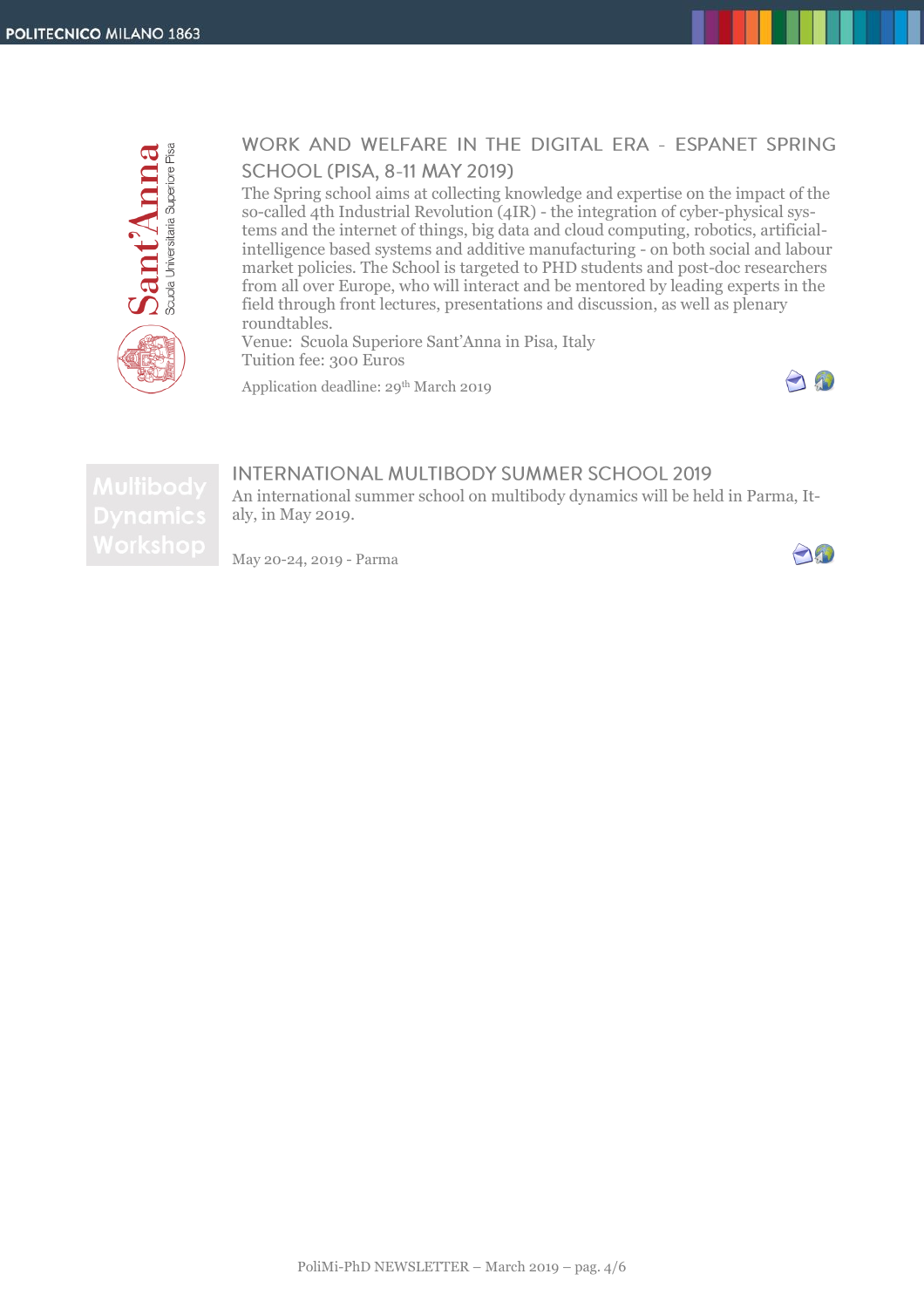## WORK AND WELFARE IN THE DIGITAL ERA - ESPANET SPRING SCHOOL (PISA, 8-11 MAY 2019)

The Spring school aims at collecting knowledge and expertise on the impact of the so-called 4th Industrial Revolution (4IR) - the integration of cyber-physical systems and the internet of things, big data and cloud computing, robotics, artificial-intelligence based systems and additive manufacturing - on both social and labour market policies. The School is targeted to PHD students and post-doc researchers from all over Europe, who will interact and be mentored by leading experts in the field through front lectures, presentations and discussion, as well as plenary roundtables.

Venue: Scuola Superiore Sant'Anna in Pisa, Italy

Tuition fee: 300 Euros

Application deadline: 29th March 2019

## INTERNATIONAL MULTIBODY SUMMER SCHOOL 2019

An international summer school on multibody dynamics will be held in Parma, Italy, in May 2019.

May 20-24, 2019 - Parma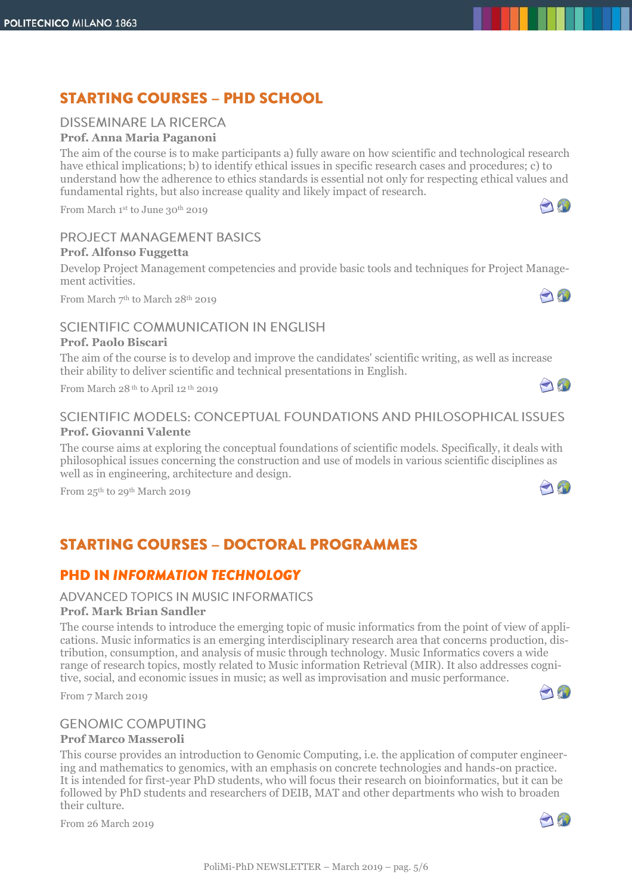## STARTING COURSES – PHD SCHOOL

### DISSEMINARE LA RICERCA

**Prof. Anna Maria Paganoni**

The aim of the course is to make participants a) fully aware on how scientific and technological research have ethical implications; b) to identify ethical issues in specific research cases and procedures; c) to understand how the adherence to ethics standards is essential not only for respecting ethical values and fundamental rights, but also increase quality and likely impact of research.

From March 1st to June 30th 2019

### PROJECT MANAGEMENT BASICS

**Prof. Alfonso Fuggetta**

Develop Project Management competencies and provide basic tools and techniques for Project Management activities.

From March 7th to March 28th 2019

### SCIENTIFIC COMMUNICATION IN ENGLISH

**Prof. Paolo Biscari**

The aim of the course is to develop and improve the candidates' scientific writing, as well as increase their ability to deliver scientific and technical presentations in English.

From March 28th to April 12th 2019

### SCIENTIFIC MODELS: CONCEPTUAL FOUNDATIONS AND PHILOSOPHICAL ISSUES

**Prof. Giovanni Valente**

The course aims at exploring the conceptual foundations of scientific models. Specifically, it deals with philosophical issues concerning the construction and use of models in various scientific disciplines as well as in engineering, architecture and design.

From 25th to 29th March 2019

## STARTING COURSES – DOCTORAL PROGRAMMES

### PHD IN *INFORMATION TECHNOLOGY*

#### ADVANCED TOPICS IN MUSIC INFORMATICS

**Prof. Mark Brian Sandler**

The course intends to introduce the emerging topic of music informatics from the point of view of applications. Music informatics is an emerging interdisciplinary research area that concerns production, distribution, consumption, and analysis of music through technology. Music Informatics covers a wide range of research topics, mostly related to Music information Retrieval (MIR). It also addresses cognitive, social, and economic issues in music; as well as improvisation and music performance.

From 7 March 2019

#### GENOMIC COMPUTING

**Prof Marco Masseroli**

This course provides an introduction to Genomic Computing, i.e. the application of computer engineering and mathematics to genomics, with an emphasis on concrete technologies and hands-on practice. It is intended for first-year PhD students, who will focus their research on bioinformatics, but it can be followed by PhD students and researchers of DEIB, MAT and other departments who wish to broaden their culture.

From 26 March 2019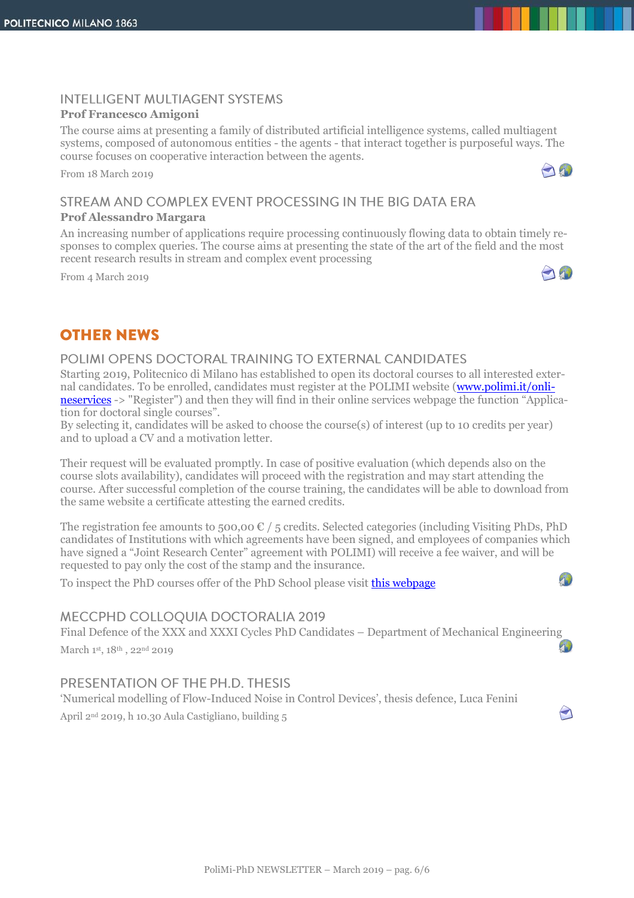### INTELLIGENT MULTIAGENT SYSTEMS

**Prof Francesco Amigoni**

The course aims at presenting a family of distributed artificial intelligence systems, called multiagent systems, composed of autonomous entities - the agents - that interact together is purposeful ways. The course focuses on cooperative interaction between the agents.

From 18 March 2019

### STREAM AND COMPLEX EVENT PROCESSING IN THE BIG DATA ERA

**Prof Alessandro Margara**

An increasing number of applications require processing continuously flowing data to obtain timely responses to complex queries. The course aims at presenting the state of the art of the field and the most recent research results in stream and complex event processing

From 4 March 2019

## OTHER NEWS

### POLIMI OPENS DOCTORAL TRAINING TO EXTERNAL CANDIDATES

Starting 2019, Politecnico di Milano has established to open its doctoral courses to all interested external candidates. To be enrolled, candidates must register at the POLIMI website ([www.polimi.it/onlineservices](www.polimi.it/onlineservices) -> "Register") and then they will find in their online services webpage the function "Application for doctoral single courses".
By selecting it, candidates will be asked to choose the course(s) of interest (up to 10 credits per year) and to upload a CV and a motivation letter.

Their request will be evaluated promptly. In case of positive evaluation (which depends also on the course slots availability), candidates will proceed with the registration and may start attending the course. After successful completion of the course training, the candidates will be able to download from the same website a certificate attesting the earned credits.

The registration fee amounts to 500,00 € / 5 credits. Selected categories (including Visiting PhDs, PhD candidates of Institutions with which agreements have been signed, and employees of companies which have signed a "Joint Research Center" agreement with POLIMI) will receive a fee waiver, and will be requested to pay only the cost of the stamp and the insurance.

To inspect the PhD courses offer of the PhD School please visit this webpage

### MECCPHD COLLOQUIA DOCTORALIA 2019

Final Defence of the XXX and XXXI Cycles PhD Candidates – Department of Mechanical Engineering

March 1st, 18th , 22nd 2019

### PRESENTATION OF THE PH.D. THESIS

'Numerical modelling of Flow-Induced Noise in Control Devices', thesis defence, Luca Fenini

April 2nd 2019, h 10.30 Aula Castigliano, building 5